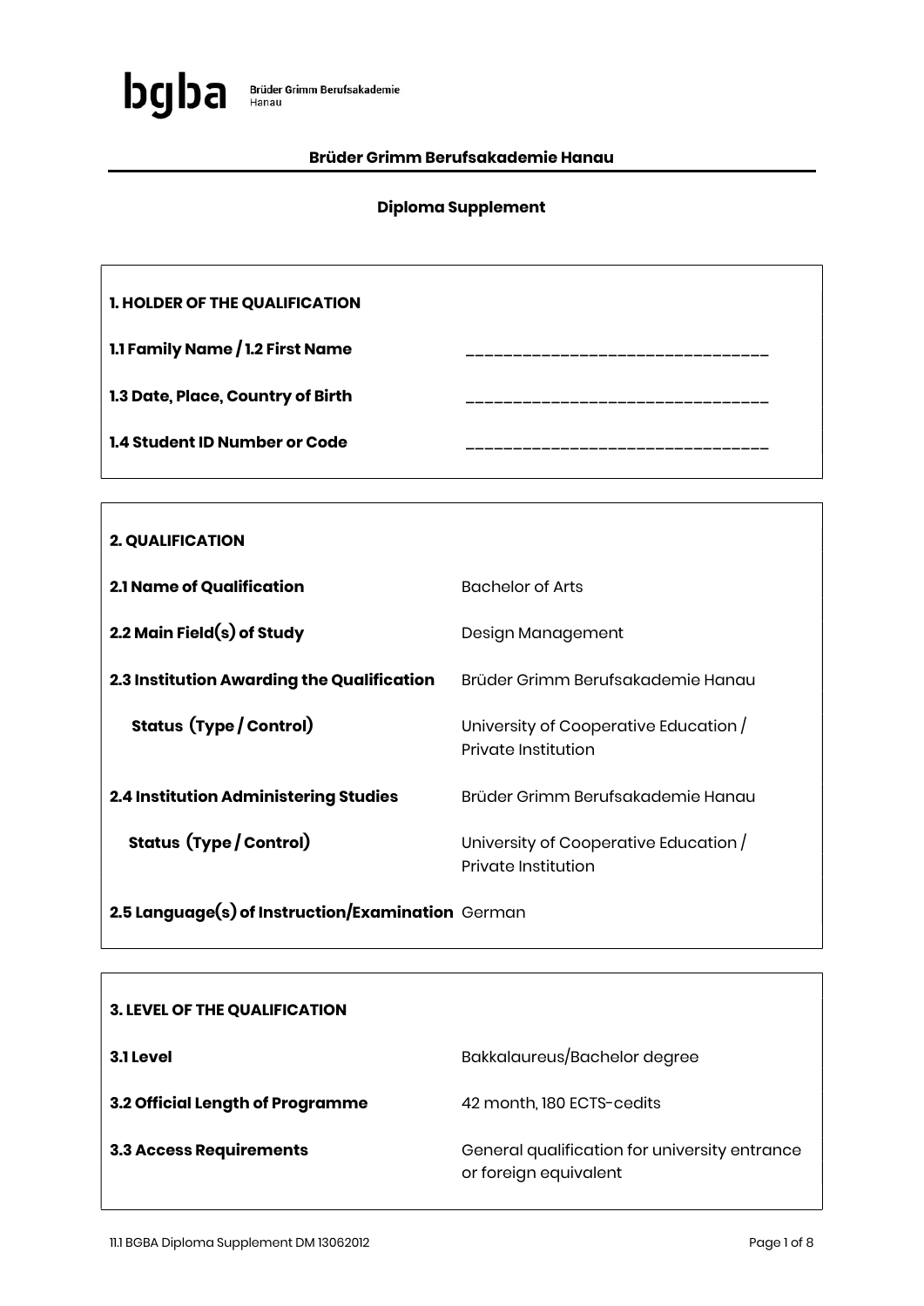bgba Brüder Grimm Berufsakademie Hanau

# Brüder Grimm Berufsakademie Hanau

## Diploma Supplement

### 1. HOLDER OF THE QUALIFICATION

| | |
|---|---|
| **1.1 Family Name / 1.2 First Name** | ______________________________ |
| **1.3 Date, Place, Country of Birth** | ______________________________ |
| **1.4 Student ID Number or Code** | ______________________________ |

### 2. QUALIFICATION

| | |
|---|---|
| **2.1 Name of Qualification** | Bachelor of Arts |
| **2.2 Main Field(s) of Study** | Design Management |
| **2.3 Institution Awarding the Qualification** | Brüder Grimm Berufsakademie Hanau |
| **Status (Type / Control)** | University of Cooperative Education / Private Institution |
| **2.4 Institution Administering Studies** | Brüder Grimm Berufsakademie Hanau |
| **Status (Type / Control)** | University of Cooperative Education / Private Institution |
| **2.5 Language(s) of Instruction/Examination** | German |

### 3. LEVEL OF THE QUALIFICATION

| | |
|---|---|
| **3.1 Level** | Bakkalaureus/Bachelor degree |
| **3.2 Official Length of Programme** | 42 month, 180 ECTS-cedits |
| **3.3 Access Requirements** | General qualification for university entrance or foreign equivalent |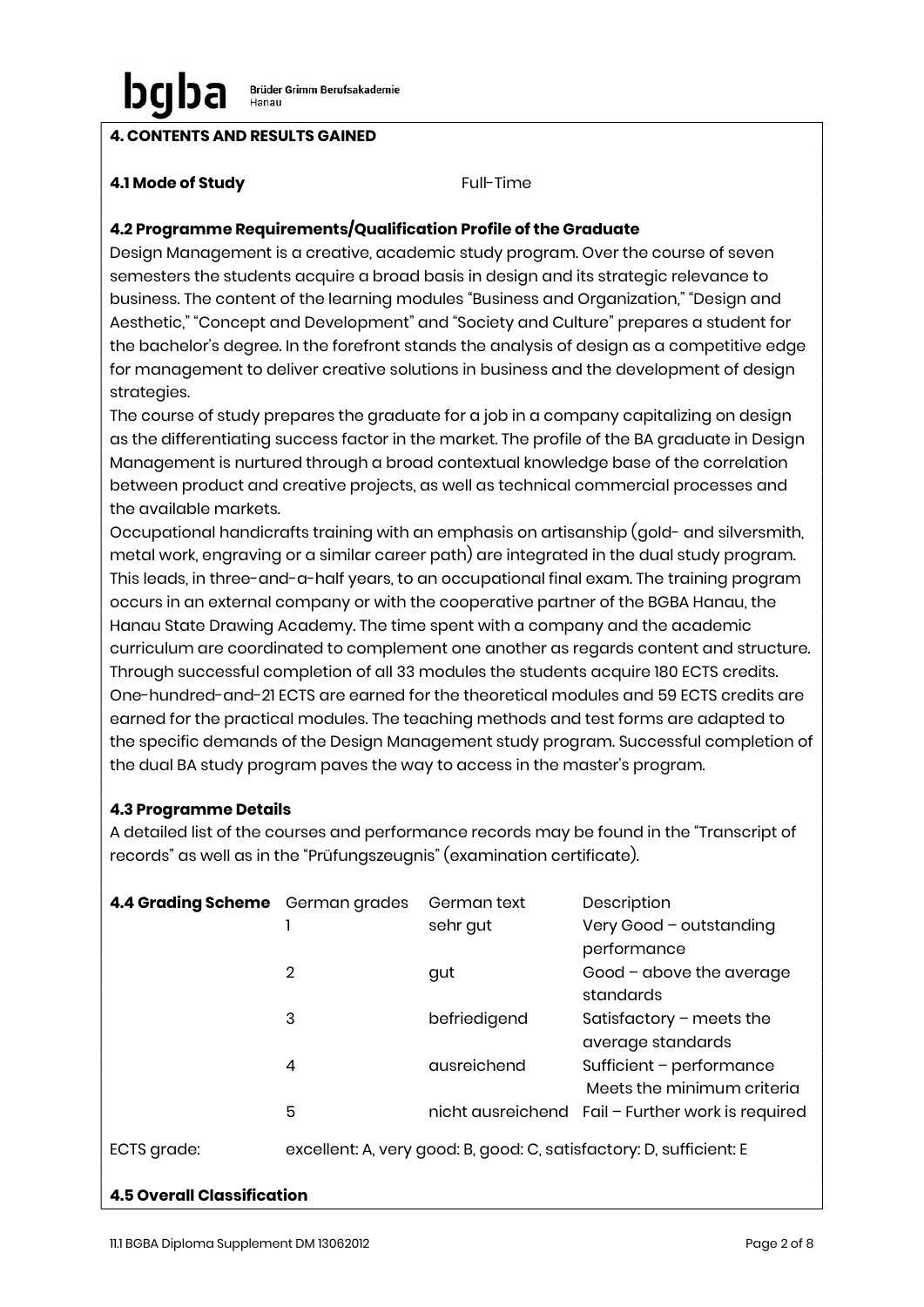## 4. CONTENTS AND RESULTS GAINED

**4.1 Mode of Study** Full-Time

**4.2 Programme Requirements/Qualification Profile of the Graduate**

Design Management is a creative, academic study program. Over the course of seven semesters the students acquire a broad basis in design and its strategic relevance to business. The content of the learning modules "Business and Organization," "Design and Aesthetic," "Concept and Development" and "Society and Culture" prepares a student for the bachelor's degree. In the forefront stands the analysis of design as a competitive edge for management to deliver creative solutions in business and the development of design strategies.

The course of study prepares the graduate for a job in a company capitalizing on design as the differentiating success factor in the market. The profile of the BA graduate in Design Management is nurtured through a broad contextual knowledge base of the correlation between product and creative projects, as well as technical commercial processes and the available markets.

Occupational handicrafts training with an emphasis on artisanship (gold- and silversmith, metal work, engraving or a similar career path) are integrated in the dual study program. This leads, in three-and-a-half years, to an occupational final exam. The training program occurs in an external company or with the cooperative partner of the BGBA Hanau, the Hanau State Drawing Academy. The time spent with a company and the academic curriculum are coordinated to complement one another as regards content and structure. Through successful completion of all 33 modules the students acquire 180 ECTS credits. One-hundred-and-21 ECTS are earned for the theoretical modules and 59 ECTS credits are earned for the practical modules. The teaching methods and test forms are adapted to the specific demands of the Design Management study program. Successful completion of the dual BA study program paves the way to access in the master's program.

**4.3 Programme Details**

A detailed list of the courses and performance records may be found in the "Transcript of records" as well as in the "Prüfungszeugnis" (examination certificate).

| **4.4 Grading Scheme** | German grades | German text | Description |
|---|---|---|---|
| | 1 | sehr gut | Very Good – outstanding performance |
| | 2 | gut | Good – above the average standards |
| | 3 | befriedigend | Satisfactory – meets the average standards |
| | 4 | ausreichend | Sufficient – performance Meets the minimum criteria |
| | 5 | nicht ausreichend | Fail – Further work is required |

ECTS grade: excellent: A, very good: B, good: C, satisfactory: D, sufficient: E

**4.5 Overall Classification**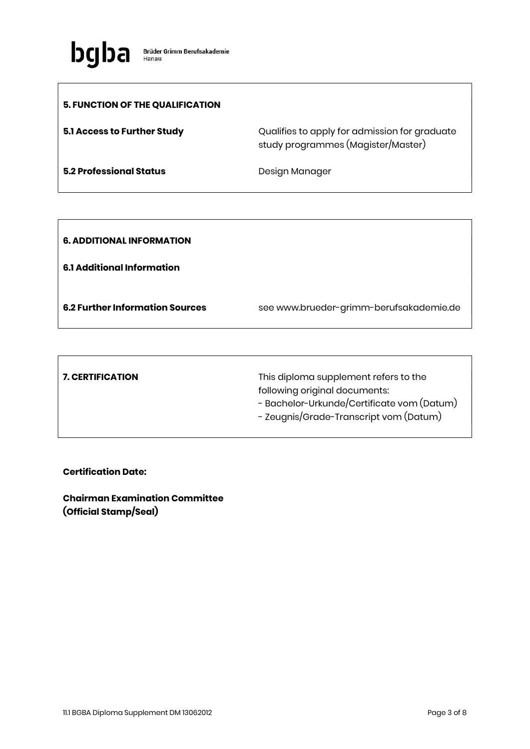**bgba** Brüder Grimm Berufsakademie Hanau

## 5. FUNCTION OF THE QUALIFICATION

| | |
|---|---|
| **5.1 Access to Further Study** | Qualifies to apply for admission for graduate study programmes (Magister/Master) |
| **5.2 Professional Status** | Design Manager |

## 6. ADDITIONAL INFORMATION

| | |
|---|---|
| **6.1 Additional Information** | |
| **6.2 Further Information Sources** | see www.brueder-grimm-berufsakademie.de |

## 7. CERTIFICATION

This diploma supplement refers to the following original documents:

- Bachelor-Urkunde/Certificate vom (Datum)
- Zeugnis/Grade-Transcript vom (Datum)

**Certification Date:**

**Chairman Examination Committee**
**(Official Stamp/Seal)**

11.1 BGBA Diploma Supplement DM 13062012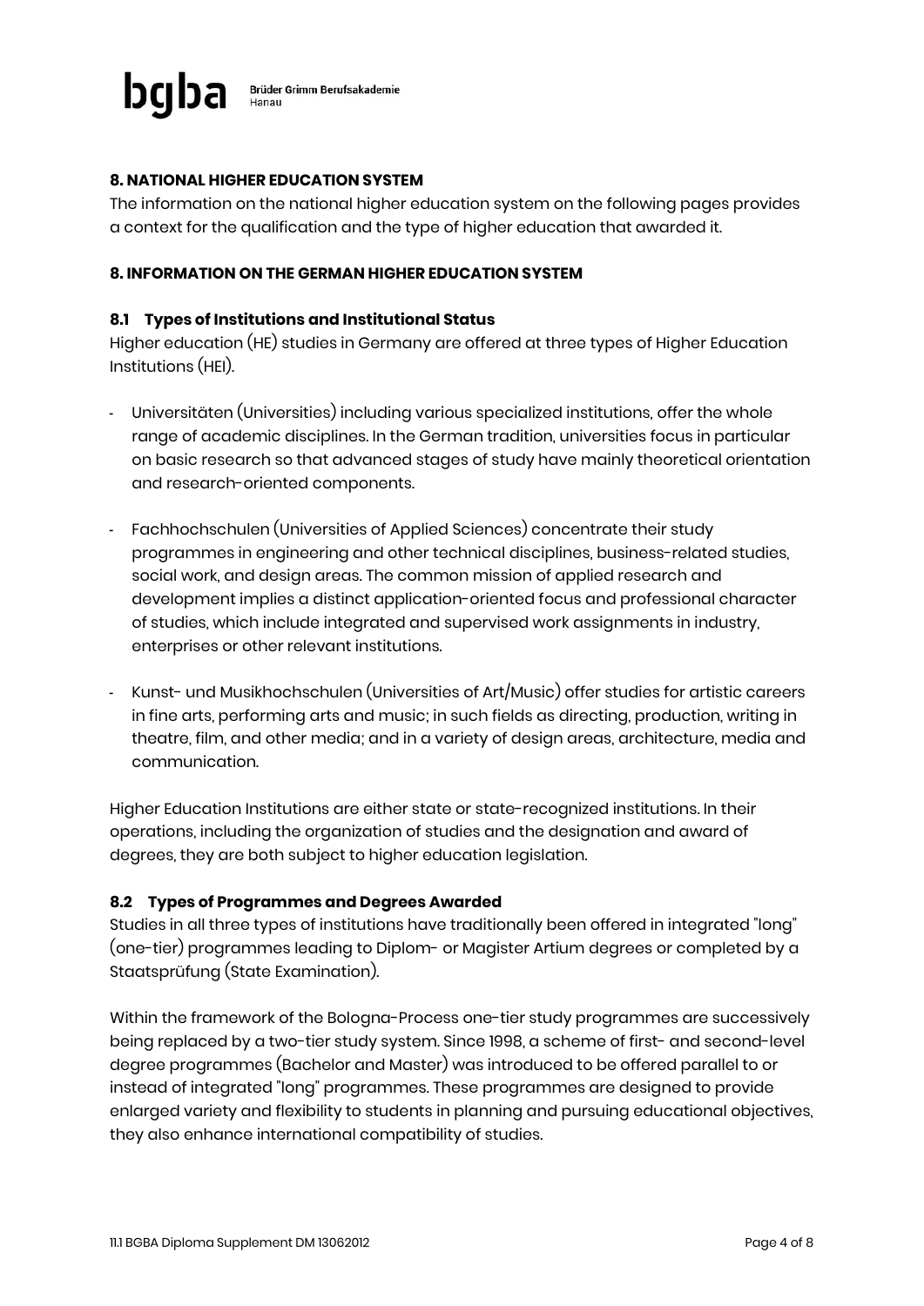## 8. NATIONAL HIGHER EDUCATION SYSTEM

The information on the national higher education system on the following pages provides a context for the qualification and the type of higher education that awarded it.

## 8. INFORMATION ON THE GERMAN HIGHER EDUCATION SYSTEM

### 8.1 Types of Institutions and Institutional Status

Higher education (HE) studies in Germany are offered at three types of Higher Education Institutions (HEI).

- Universitäten (Universities) including various specialized institutions, offer the whole range of academic disciplines. In the German tradition, universities focus in particular on basic research so that advanced stages of study have mainly theoretical orientation and research-oriented components.
- Fachhochschulen (Universities of Applied Sciences) concentrate their study programmes in engineering and other technical disciplines, business-related studies, social work, and design areas. The common mission of applied research and development implies a distinct application-oriented focus and professional character of studies, which include integrated and supervised work assignments in industry, enterprises or other relevant institutions.
- Kunst- und Musikhochschulen (Universities of Art/Music) offer studies for artistic careers in fine arts, performing arts and music; in such fields as directing, production, writing in theatre, film, and other media; and in a variety of design areas, architecture, media and communication.

Higher Education Institutions are either state or state-recognized institutions. In their operations, including the organization of studies and the designation and award of degrees, they are both subject to higher education legislation.

### 8.2 Types of Programmes and Degrees Awarded

Studies in all three types of institutions have traditionally been offered in integrated "long" (one-tier) programmes leading to Diplom- or Magister Artium degrees or completed by a Staatsprüfung (State Examination).

Within the framework of the Bologna-Process one-tier study programmes are successively being replaced by a two-tier study system. Since 1998, a scheme of first- and second-level degree programmes (Bachelor and Master) was introduced to be offered parallel to or instead of integrated "long" programmes. These programmes are designed to provide enlarged variety and flexibility to students in planning and pursuing educational objectives, they also enhance international compatibility of studies.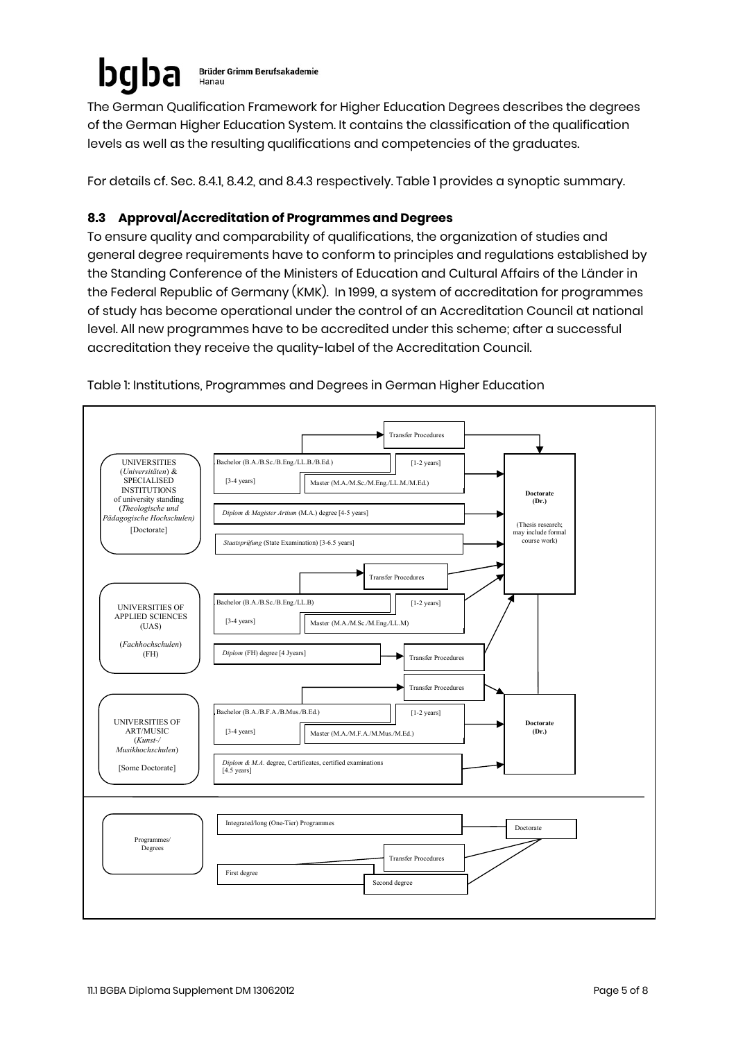The German Qualification Framework for Higher Education Degrees describes the degrees of the German Higher Education System. It contains the classification of the qualification levels as well as the resulting qualifications and competencies of the graduates.

For details cf. Sec. 8.4.1, 8.4.2, and 8.4.3 respectively. Table 1 provides a synoptic summary.

### 8.3 Approval/Accreditation of Programmes and Degrees

To ensure quality and comparability of qualifications, the organization of studies and general degree requirements have to conform to principles and regulations established by the Standing Conference of the Ministers of Education and Cultural Affairs of the Länder in the Federal Republic of Germany (KMK). In 1999, a system of accreditation for programmes of study has become operational under the control of an Accreditation Council at national level. All new programmes have to be accredited under this scheme; after a successful accreditation they receive the quality-label of the Accreditation Council.

Table 1: Institutions, Programmes and Degrees in German Higher Education

| Institutions | Programmes/Degrees | | Doctorate |
|---|---|---|---|
| UNIVERSITIES (*Universitäten*) & SPECIALISED INSTITUTIONS of university standing (*Theologische und Pädagogische Hochschulen*) [Doctorate] | Bachelor (B.A./B.Sc./B.Eng./LL.B./B.Ed.) [3-4 years] | Master (M.A./M.Sc./M.Eng./LL.M./M.Ed.) [1-2 years] | **Doctorate (Dr.)** (Thesis research; may include formal course work) |
| | Transfer Procedures | | |
| | *Diplom & Magister Artium* (M.A.) degree [4-5 years] | | |
| | *Staatsprüfung* (State Examination) [3-6.5 years] | | |
| UNIVERSITIES OF APPLIED SCIENCES (UAS) (*Fachhochschulen*) (FH) | Bachelor (B.A./B.Sc./B.Eng./LL.B) [3-4 years] | Master (M.A./M.Sc./M.Eng./LL.M) [1-2 years] | |
| | Transfer Procedures | | |
| | *Diplom* (FH) degree [4 Jyears] | Transfer Procedures | |
| UNIVERSITIES OF ART/MUSIC (*Kunst-/ Musikhochschulen*) [Some Doctorate] | Bachelor (B.A./B.F.A./B.Mus./B.Ed.) [3-4 years] | Master (M.A./M.F.A./M.Mus./M.Ed.) [1-2 years] | **Doctorate (Dr.)** |
| | Transfer Procedures | | |
| | *Diplom & M.A.* degree, Certificates, certified examinations [4.5 years] | | |
| Programmes/ Degrees | Integrated/long (One-Tier) Programmes | | Doctorate |
| | First degree | Second degree | |
| | Transfer Procedures | | |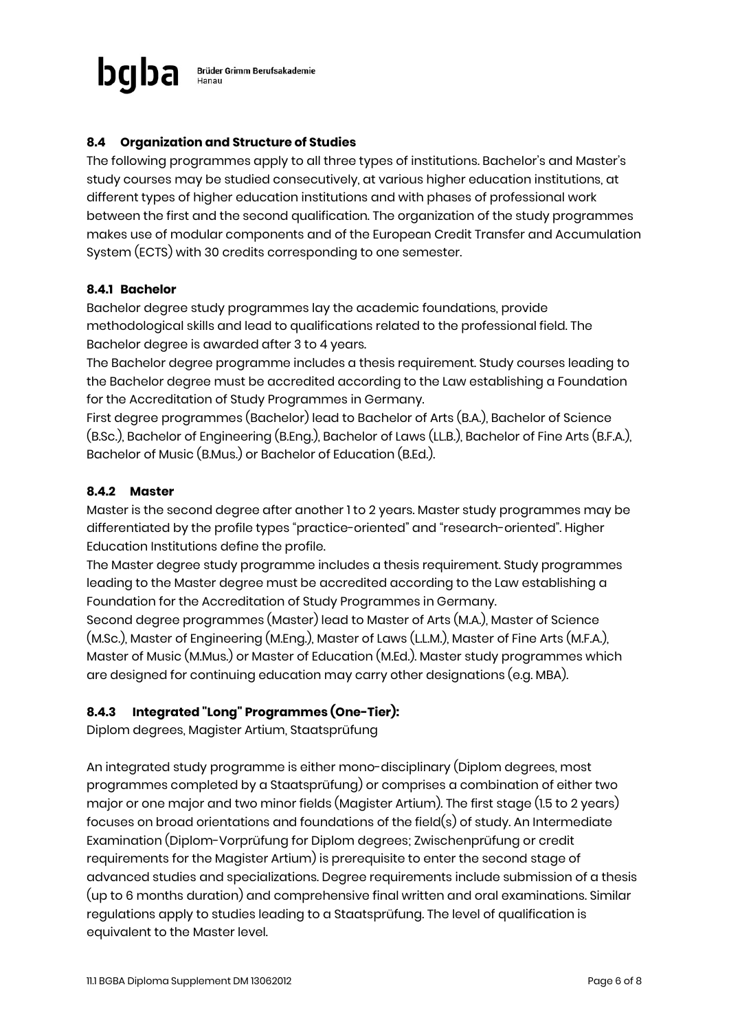### 8.4 Organization and Structure of Studies

The following programmes apply to all three types of institutions. Bachelor's and Master's study courses may be studied consecutively, at various higher education institutions, at different types of higher education institutions and with phases of professional work between the first and the second qualification. The organization of the study programmes makes use of modular components and of the European Credit Transfer and Accumulation System (ECTS) with 30 credits corresponding to one semester.

#### 8.4.1 Bachelor

Bachelor degree study programmes lay the academic foundations, provide methodological skills and lead to qualifications related to the professional field. The Bachelor degree is awarded after 3 to 4 years.

The Bachelor degree programme includes a thesis requirement. Study courses leading to the Bachelor degree must be accredited according to the Law establishing a Foundation for the Accreditation of Study Programmes in Germany.

First degree programmes (Bachelor) lead to Bachelor of Arts (B.A.), Bachelor of Science (B.Sc.), Bachelor of Engineering (B.Eng.), Bachelor of Laws (LL.B.), Bachelor of Fine Arts (B.F.A.), Bachelor of Music (B.Mus.) or Bachelor of Education (B.Ed.).

#### 8.4.2 Master

Master is the second degree after another 1 to 2 years. Master study programmes may be differentiated by the profile types "practice-oriented" and "research-oriented". Higher Education Institutions define the profile.

The Master degree study programme includes a thesis requirement. Study programmes leading to the Master degree must be accredited according to the Law establishing a Foundation for the Accreditation of Study Programmes in Germany.

Second degree programmes (Master) lead to Master of Arts (M.A.), Master of Science (M.Sc.), Master of Engineering (M.Eng.), Master of Laws (L.L.M.), Master of Fine Arts (M.F.A.), Master of Music (M.Mus.) or Master of Education (M.Ed.). Master study programmes which are designed for continuing education may carry other designations (e.g. MBA).

#### 8.4.3 Integrated "Long" Programmes (One-Tier):

Diplom degrees, Magister Artium, Staatsprüfung

An integrated study programme is either mono-disciplinary (Diplom degrees, most programmes completed by a Staatsprüfung) or comprises a combination of either two major or one major and two minor fields (Magister Artium). The first stage (1.5 to 2 years) focuses on broad orientations and foundations of the field(s) of study. An Intermediate Examination (Diplom-Vorprüfung for Diplom degrees; Zwischenprüfung or credit requirements for the Magister Artium) is prerequisite to enter the second stage of advanced studies and specializations. Degree requirements include submission of a thesis (up to 6 months duration) and comprehensive final written and oral examinations. Similar regulations apply to studies leading to a Staatsprüfung. The level of qualification is equivalent to the Master level.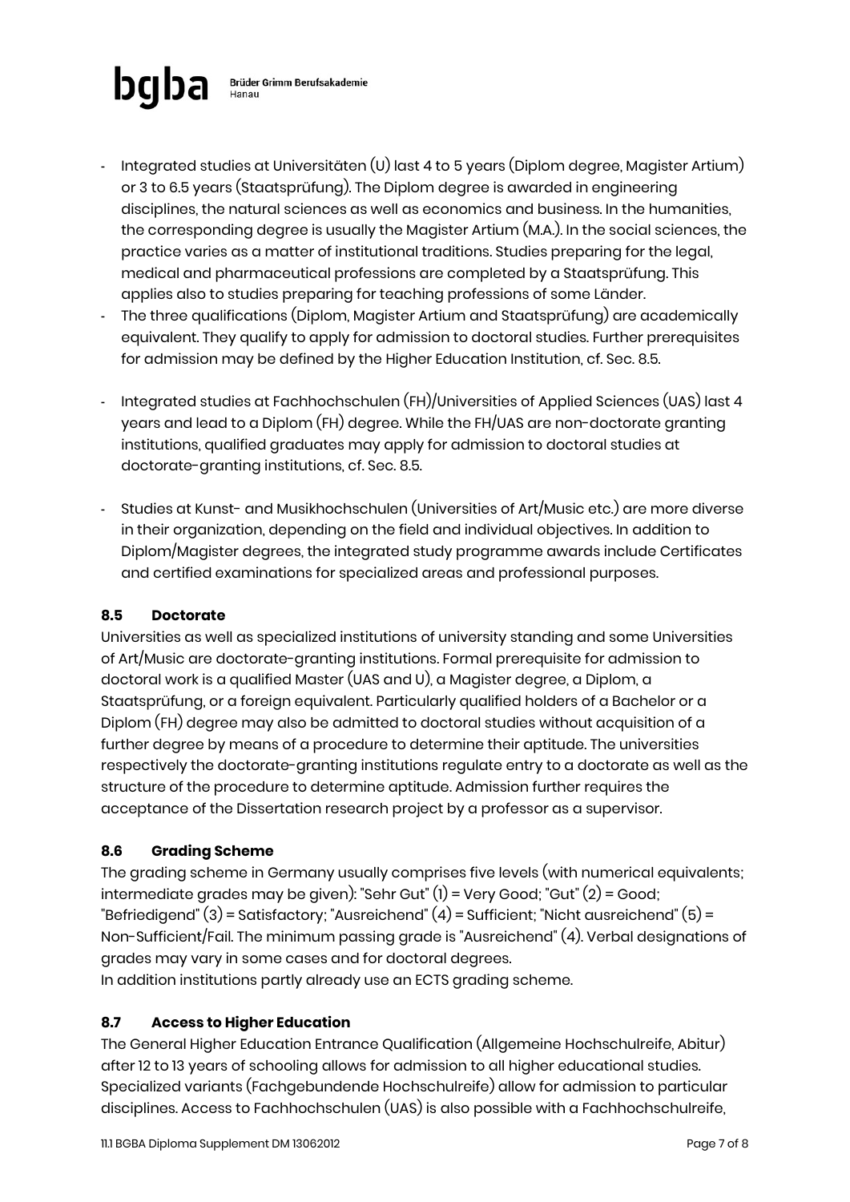- Integrated studies at Universitäten (U) last 4 to 5 years (Diplom degree, Magister Artium) or 3 to 6.5 years (Staatsprüfung). The Diplom degree is awarded in engineering disciplines, the natural sciences as well as economics and business. In the humanities, the corresponding degree is usually the Magister Artium (M.A.). In the social sciences, the practice varies as a matter of institutional traditions. Studies preparing for the legal, medical and pharmaceutical professions are completed by a Staatsprüfung. This applies also to studies preparing for teaching professions of some Länder.
- The three qualifications (Diplom, Magister Artium and Staatsprüfung) are academically equivalent. They qualify to apply for admission to doctoral studies. Further prerequisites for admission may be defined by the Higher Education Institution, cf. Sec. 8.5.
- Integrated studies at Fachhochschulen (FH)/Universities of Applied Sciences (UAS) last 4 years and lead to a Diplom (FH) degree. While the FH/UAS are non-doctorate granting institutions, qualified graduates may apply for admission to doctoral studies at doctorate-granting institutions, cf. Sec. 8.5.
- Studies at Kunst- and Musikhochschulen (Universities of Art/Music etc.) are more diverse in their organization, depending on the field and individual objectives. In addition to Diplom/Magister degrees, the integrated study programme awards include Certificates and certified examinations for specialized areas and professional purposes.

### 8.5 Doctorate

Universities as well as specialized institutions of university standing and some Universities of Art/Music are doctorate-granting institutions. Formal prerequisite for admission to doctoral work is a qualified Master (UAS and U), a Magister degree, a Diplom, a Staatsprüfung, or a foreign equivalent. Particularly qualified holders of a Bachelor or a Diplom (FH) degree may also be admitted to doctoral studies without acquisition of a further degree by means of a procedure to determine their aptitude. The universities respectively the doctorate-granting institutions regulate entry to a doctorate as well as the structure of the procedure to determine aptitude. Admission further requires the acceptance of the Dissertation research project by a professor as a supervisor.

### 8.6 Grading Scheme

The grading scheme in Germany usually comprises five levels (with numerical equivalents; intermediate grades may be given): "Sehr Gut" (1) = Very Good; "Gut" (2) = Good; "Befriedigend" (3) = Satisfactory; "Ausreichend" (4) = Sufficient; "Nicht ausreichend" (5) = Non-Sufficient/Fail. The minimum passing grade is "Ausreichend" (4). Verbal designations of grades may vary in some cases and for doctoral degrees.
In addition institutions partly already use an ECTS grading scheme.

### 8.7 Access to Higher Education

The General Higher Education Entrance Qualification (Allgemeine Hochschulreife, Abitur) after 12 to 13 years of schooling allows for admission to all higher educational studies. Specialized variants (Fachgebundende Hochschulreife) allow for admission to particular disciplines. Access to Fachhochschulen (UAS) is also possible with a Fachhochschulreife,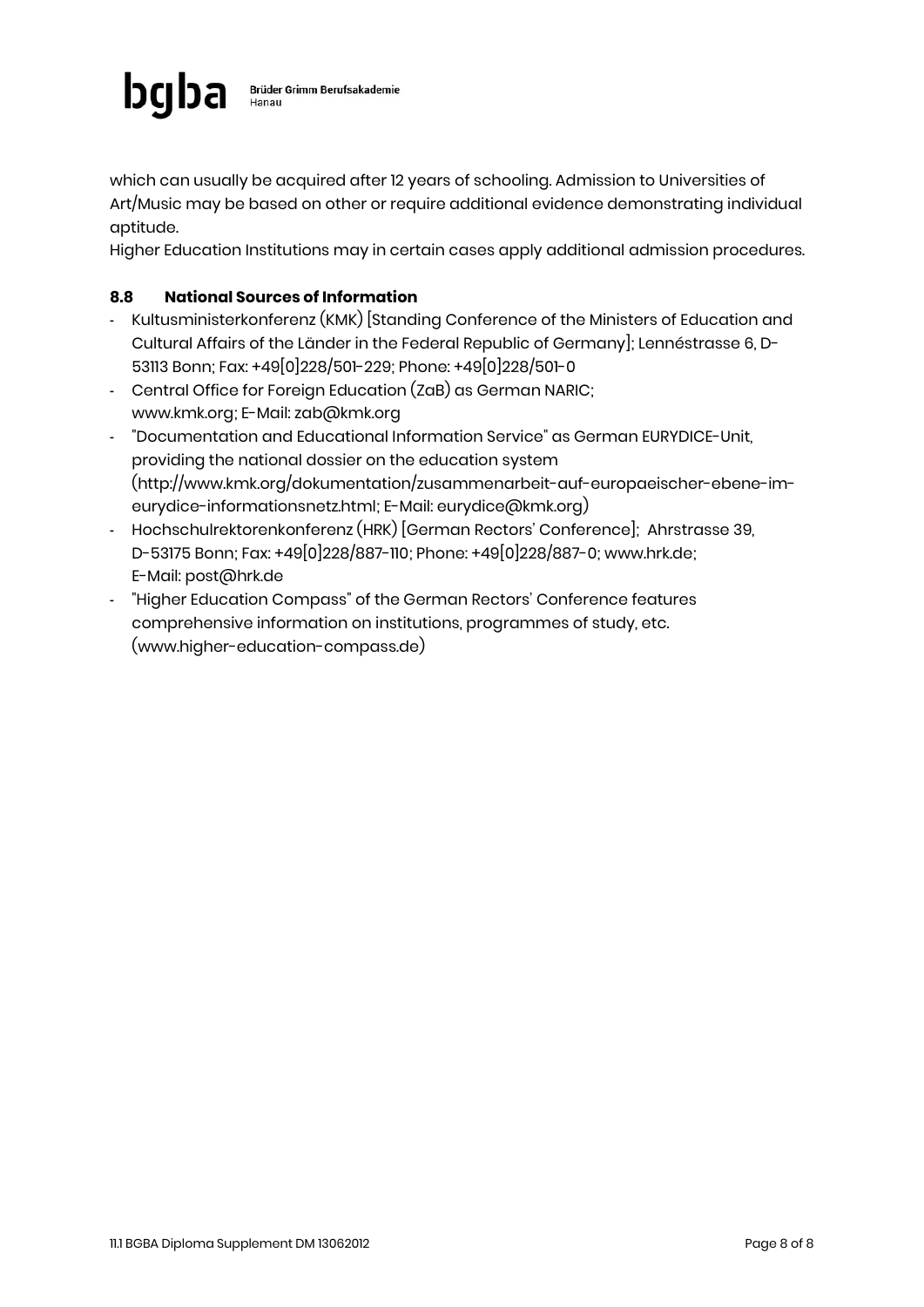which can usually be acquired after 12 years of schooling. Admission to Universities of Art/Music may be based on other or require additional evidence demonstrating individual aptitude.

Higher Education Institutions may in certain cases apply additional admission procedures.

### 8.8 National Sources of Information

- Kultusministerkonferenz (KMK) [Standing Conference of the Ministers of Education and Cultural Affairs of the Länder in the Federal Republic of Germany]; Lennéstrasse 6, D-53113 Bonn; Fax: +49[0]228/501-229; Phone: +49[0]228/501-0
- Central Office for Foreign Education (ZaB) as German NARIC; www.kmk.org; E-Mail: zab@kmk.org
- "Documentation and Educational Information Service" as German EURYDICE-Unit, providing the national dossier on the education system (http://www.kmk.org/dokumentation/zusammenarbeit-auf-europaeischer-ebene-im-eurydice-informationsnetz.html; E-Mail: eurydice@kmk.org)
- Hochschulrektorenkonferenz (HRK) [German Rectors' Conference]; Ahrstrasse 39, D-53175 Bonn; Fax: +49[0]228/887-110; Phone: +49[0]228/887-0; www.hrk.de; E-Mail: post@hrk.de
- "Higher Education Compass" of the German Rectors' Conference features comprehensive information on institutions, programmes of study, etc. (www.higher-education-compass.de)